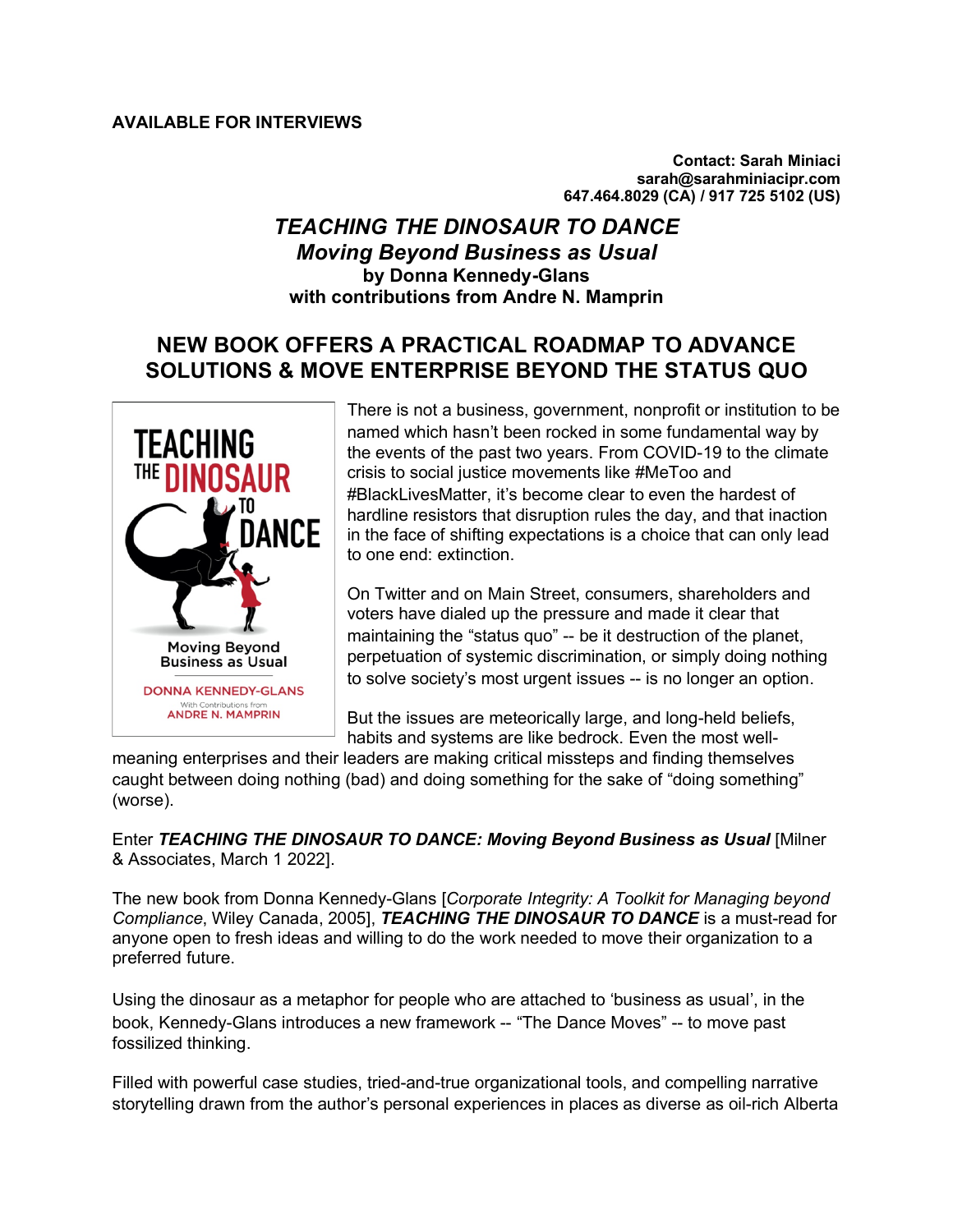**AVAILABLE FOR INTERVIEWS**

**Contact: Sarah Miniaci**
**sarah@sarahminiacipr.com**
**647.464.8029 (CA) / 917 725 5102 (US)**

# *TEACHING THE DINOSAUR TO DANCE*
## *Moving Beyond Business as Usual*
**by Donna Kennedy-Glans**
**with contributions from Andre N. Mamprin**

## NEW BOOK OFFERS A PRACTICAL ROADMAP TO ADVANCE SOLUTIONS & MOVE ENTERPRISE BEYOND THE STATUS QUO

There is not a business, government, nonprofit or institution to be named which hasn't been rocked in some fundamental way by the events of the past two years. From COVID-19 to the climate crisis to social justice movements like #MeToo and #BlackLivesMatter, it's become clear to even the hardest of hardline resistors that disruption rules the day, and that inaction in the face of shifting expectations is a choice that can only lead to one end: extinction.

On Twitter and on Main Street, consumers, shareholders and voters have dialed up the pressure and made it clear that maintaining the "status quo" -- be it destruction of the planet, perpetuation of systemic discrimination, or simply doing nothing to solve society's most urgent issues -- is no longer an option.

But the issues are meteorically large, and long-held beliefs, habits and systems are like bedrock. Even the most well-meaning enterprises and their leaders are making critical missteps and finding themselves caught between doing nothing (bad) and doing something for the sake of "doing something" (worse).

Enter ***TEACHING THE DINOSAUR TO DANCE: Moving Beyond Business as Usual*** [Milner & Associates, March 1 2022].

The new book from Donna Kennedy-Glans [*Corporate Integrity: A Toolkit for Managing beyond Compliance*, Wiley Canada, 2005], ***TEACHING THE DINOSAUR TO DANCE*** is a must-read for anyone open to fresh ideas and willing to do the work needed to move their organization to a preferred future.

Using the dinosaur as a metaphor for people who are attached to 'business as usual', in the book, Kennedy-Glans introduces a new framework -- "The Dance Moves" -- to move past fossilized thinking.

Filled with powerful case studies, tried-and-true organizational tools, and compelling narrative storytelling drawn from the author's personal experiences in places as diverse as oil-rich Alberta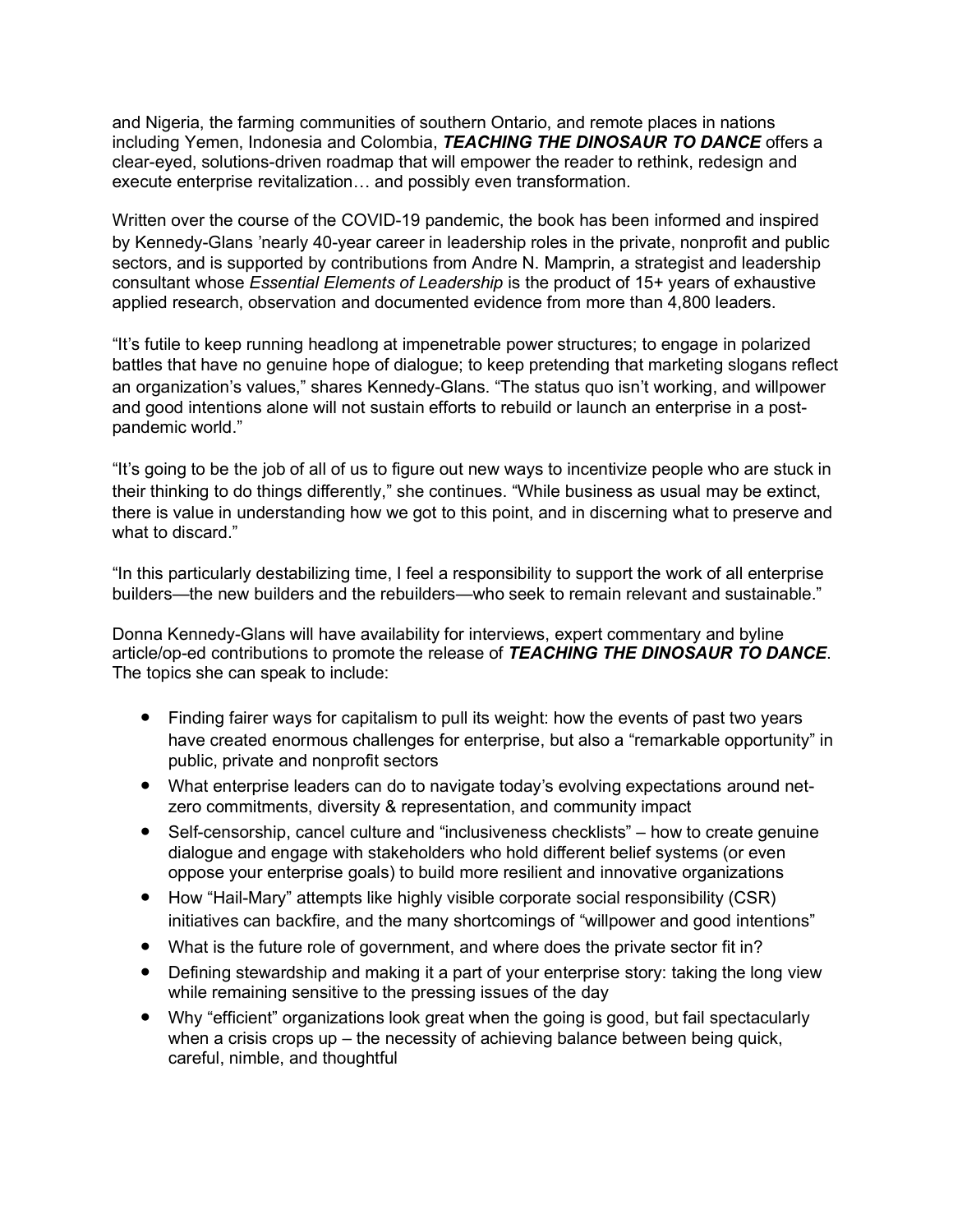and Nigeria, the farming communities of southern Ontario, and remote places in nations including Yemen, Indonesia and Colombia, ***TEACHING THE DINOSAUR TO DANCE*** offers a clear-eyed, solutions-driven roadmap that will empower the reader to rethink, redesign and execute enterprise revitalization… and possibly even transformation.

Written over the course of the COVID-19 pandemic, the book has been informed and inspired by Kennedy-Glans 'nearly 40-year career in leadership roles in the private, nonprofit and public sectors, and is supported by contributions from Andre N. Mamprin, a strategist and leadership consultant whose *Essential Elements of Leadership* is the product of 15+ years of exhaustive applied research, observation and documented evidence from more than 4,800 leaders.

"It's futile to keep running headlong at impenetrable power structures; to engage in polarized battles that have no genuine hope of dialogue; to keep pretending that marketing slogans reflect an organization's values," shares Kennedy-Glans. "The status quo isn't working, and willpower and good intentions alone will not sustain efforts to rebuild or launch an enterprise in a post-pandemic world."

"It's going to be the job of all of us to figure out new ways to incentivize people who are stuck in their thinking to do things differently," she continues. "While business as usual may be extinct, there is value in understanding how we got to this point, and in discerning what to preserve and what to discard."

"In this particularly destabilizing time, I feel a responsibility to support the work of all enterprise builders—the new builders and the rebuilders—who seek to remain relevant and sustainable."

Donna Kennedy-Glans will have availability for interviews, expert commentary and byline article/op-ed contributions to promote the release of ***TEACHING THE DINOSAUR TO DANCE***. The topics she can speak to include:

- Finding fairer ways for capitalism to pull its weight: how the events of past two years have created enormous challenges for enterprise, but also a "remarkable opportunity" in public, private and nonprofit sectors
- What enterprise leaders can do to navigate today's evolving expectations around net-zero commitments, diversity & representation, and community impact
- Self-censorship, cancel culture and "inclusiveness checklists" – how to create genuine dialogue and engage with stakeholders who hold different belief systems (or even oppose your enterprise goals) to build more resilient and innovative organizations
- How "Hail-Mary" attempts like highly visible corporate social responsibility (CSR) initiatives can backfire, and the many shortcomings of "willpower and good intentions"
- What is the future role of government, and where does the private sector fit in?
- Defining stewardship and making it a part of your enterprise story: taking the long view while remaining sensitive to the pressing issues of the day
- Why "efficient" organizations look great when the going is good, but fail spectacularly when a crisis crops up – the necessity of achieving balance between being quick, careful, nimble, and thoughtful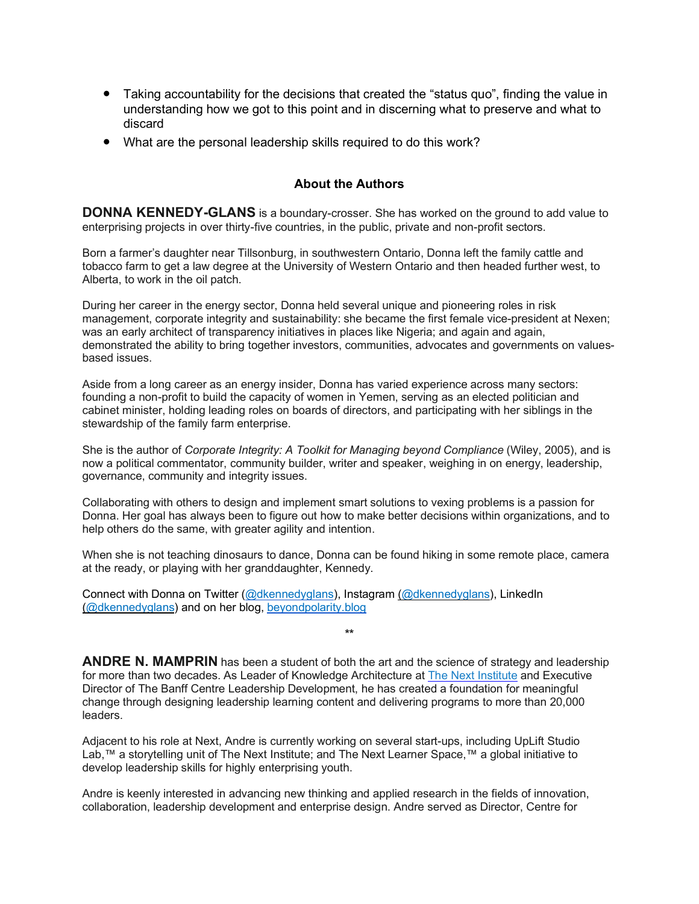- Taking accountability for the decisions that created the "status quo", finding the value in understanding how we got to this point and in discerning what to preserve and what to discard
- What are the personal leadership skills required to do this work?

### About the Authors

**DONNA KENNEDY-GLANS** is a boundary-crosser. She has worked on the ground to add value to enterprising projects in over thirty-five countries, in the public, private and non-profit sectors.

Born a farmer's daughter near Tillsonburg, in southwestern Ontario, Donna left the family cattle and tobacco farm to get a law degree at the University of Western Ontario and then headed further west, to Alberta, to work in the oil patch.

During her career in the energy sector, Donna held several unique and pioneering roles in risk management, corporate integrity and sustainability: she became the first female vice-president at Nexen; was an early architect of transparency initiatives in places like Nigeria; and again and again, demonstrated the ability to bring together investors, communities, advocates and governments on values-based issues.

Aside from a long career as an energy insider, Donna has varied experience across many sectors: founding a non-profit to build the capacity of women in Yemen, serving as an elected politician and cabinet minister, holding leading roles on boards of directors, and participating with her siblings in the stewardship of the family farm enterprise.

She is the author of *Corporate Integrity: A Toolkit for Managing beyond Compliance* (Wiley, 2005), and is now a political commentator, community builder, writer and speaker, weighing in on energy, leadership, governance, community and integrity issues.

Collaborating with others to design and implement smart solutions to vexing problems is a passion for Donna. Her goal has always been to figure out how to make better decisions within organizations, and to help others do the same, with greater agility and intention.

When she is not teaching dinosaurs to dance, Donna can be found hiking in some remote place, camera at the ready, or playing with her granddaughter, Kennedy.

Connect with Donna on Twitter (@dkennedyglans), Instagram (@dkennedyglans), LinkedIn (@dkennedyglans) and on her blog, beyondpolarity.blog

**

**ANDRE N. MAMPRIN** has been a student of both the art and the science of strategy and leadership for more than two decades. As Leader of Knowledge Architecture at The Next Institute and Executive Director of The Banff Centre Leadership Development, he has created a foundation for meaningful change through designing leadership learning content and delivering programs to more than 20,000 leaders.

Adjacent to his role at Next, Andre is currently working on several start-ups, including UpLift Studio Lab,™ a storytelling unit of The Next Institute; and The Next Learner Space,™ a global initiative to develop leadership skills for highly enterprising youth.

Andre is keenly interested in advancing new thinking and applied research in the fields of innovation, collaboration, leadership development and enterprise design. Andre served as Director, Centre for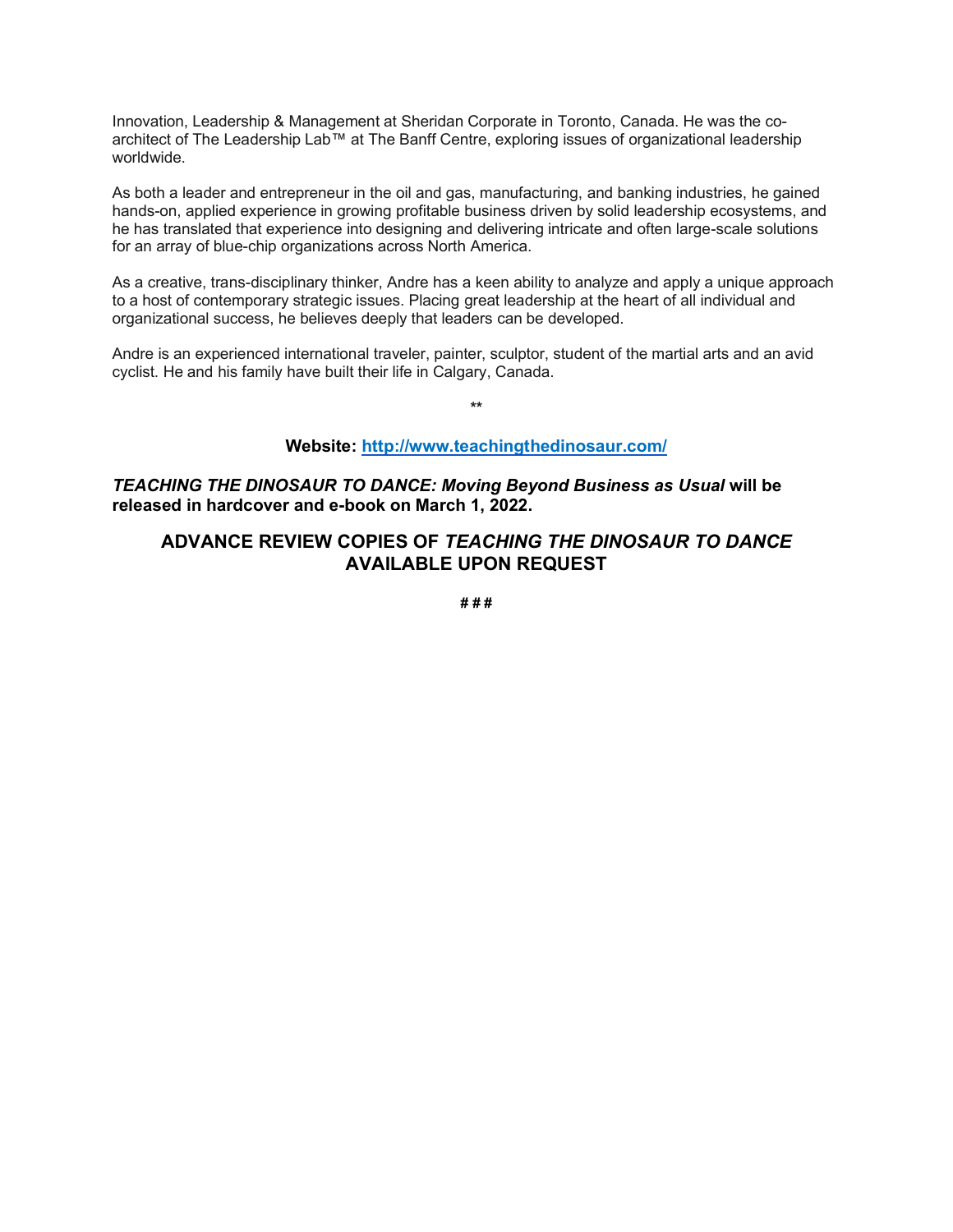Innovation, Leadership & Management at Sheridan Corporate in Toronto, Canada. He was the co-architect of The Leadership Lab™ at The Banff Centre, exploring issues of organizational leadership worldwide.

As both a leader and entrepreneur in the oil and gas, manufacturing, and banking industries, he gained hands-on, applied experience in growing profitable business driven by solid leadership ecosystems, and he has translated that experience into designing and delivering intricate and often large-scale solutions for an array of blue-chip organizations across North America.

As a creative, trans-disciplinary thinker, Andre has a keen ability to analyze and apply a unique approach to a host of contemporary strategic issues. Placing great leadership at the heart of all individual and organizational success, he believes deeply that leaders can be developed.

Andre is an experienced international traveler, painter, sculptor, student of the martial arts and an avid cyclist. He and his family have built their life in Calgary, Canada.

**

**Website: [http://www.teachingthedinosaur.com/](http://www.teachingthedinosaur.com/)**

***TEACHING THE DINOSAUR TO DANCE: Moving Beyond Business as Usual* will be released in hardcover and e-book on March 1, 2022.**

## ADVANCE REVIEW COPIES OF *TEACHING THE DINOSAUR TO DANCE* AVAILABLE UPON REQUEST

# # #